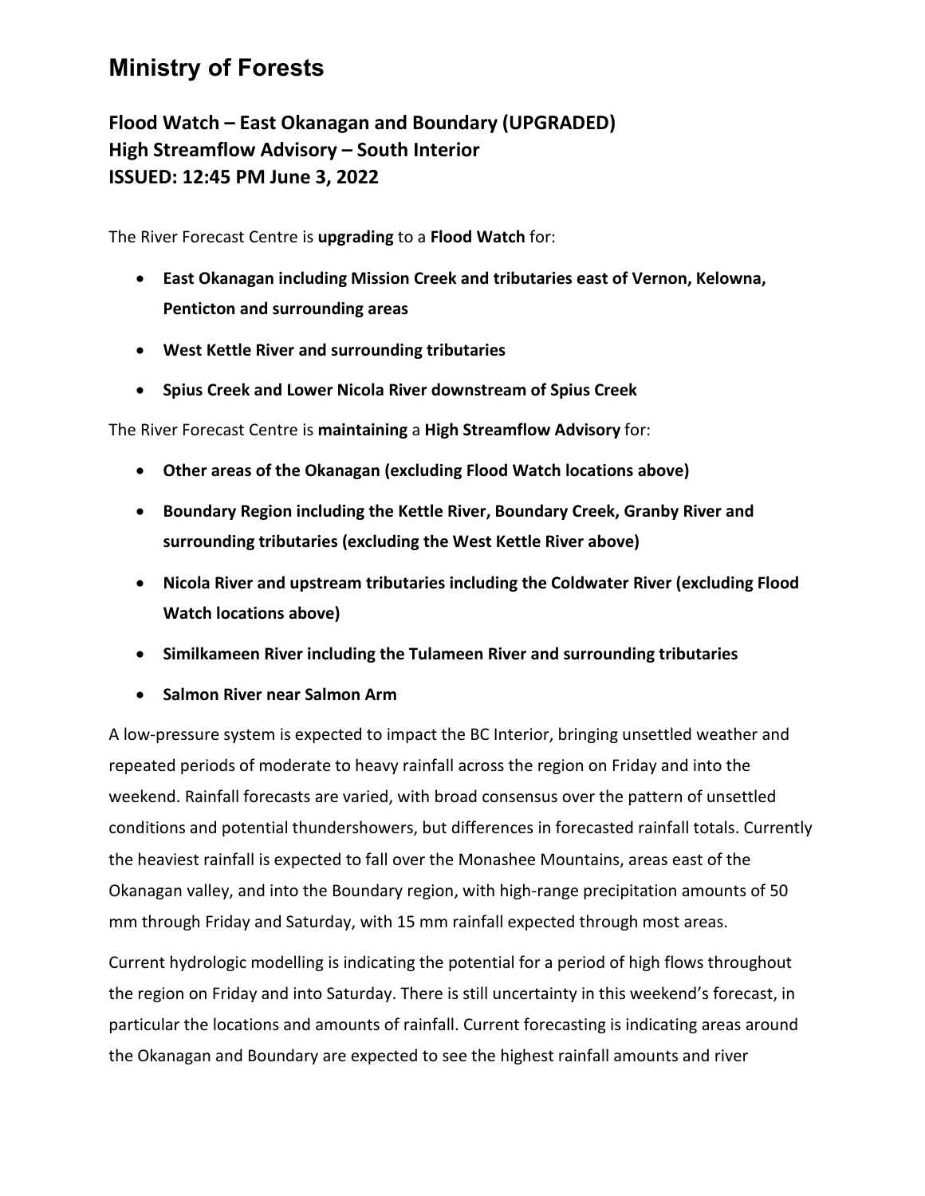# Ministry of Forests

## Flood Watch – East Okanagan and Boundary (UPGRADED)
## High Streamflow Advisory – South Interior
## ISSUED: 12:45 PM June 3, 2022

The River Forecast Centre is **upgrading** to a **Flood Watch** for:

- **East Okanagan including Mission Creek and tributaries east of Vernon, Kelowna, Penticton and surrounding areas**
- **West Kettle River and surrounding tributaries**
- **Spius Creek and Lower Nicola River downstream of Spius Creek**

The River Forecast Centre is **maintaining** a **High Streamflow Advisory** for:

- **Other areas of the Okanagan (excluding Flood Watch locations above)**
- **Boundary Region including the Kettle River, Boundary Creek, Granby River and surrounding tributaries (excluding the West Kettle River above)**
- **Nicola River and upstream tributaries including the Coldwater River (excluding Flood Watch locations above)**
- **Similkameen River including the Tulameen River and surrounding tributaries**
- **Salmon River near Salmon Arm**

A low-pressure system is expected to impact the BC Interior, bringing unsettled weather and repeated periods of moderate to heavy rainfall across the region on Friday and into the weekend. Rainfall forecasts are varied, with broad consensus over the pattern of unsettled conditions and potential thundershowers, but differences in forecasted rainfall totals. Currently the heaviest rainfall is expected to fall over the Monashee Mountains, areas east of the Okanagan valley, and into the Boundary region, with high-range precipitation amounts of 50 mm through Friday and Saturday, with 15 mm rainfall expected through most areas.

Current hydrologic modelling is indicating the potential for a period of high flows throughout the region on Friday and into Saturday. There is still uncertainty in this weekend's forecast, in particular the locations and amounts of rainfall. Current forecasting is indicating areas around the Okanagan and Boundary are expected to see the highest rainfall amounts and river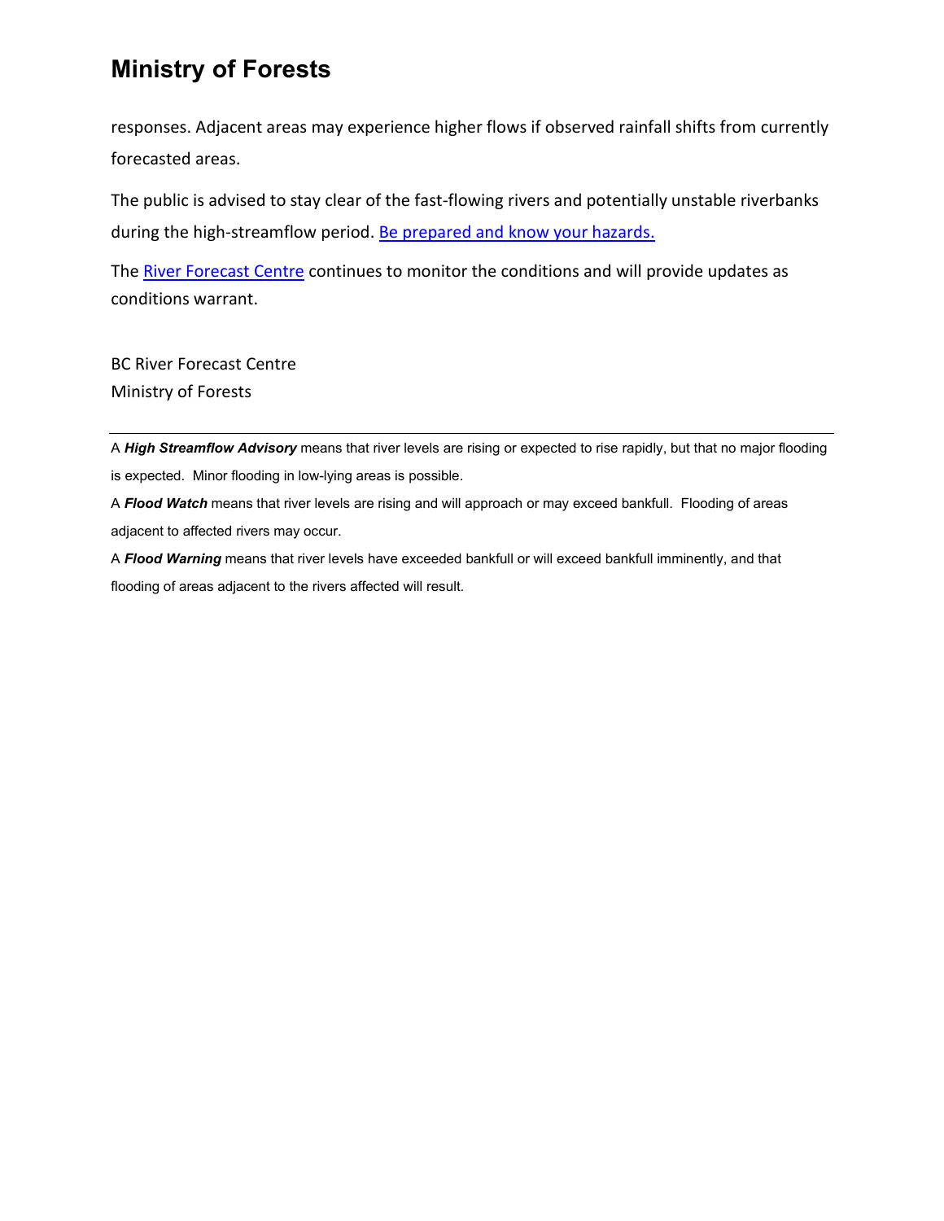responses. Adjacent areas may experience higher flows if observed rainfall shifts from currently forecasted areas.

The public is advised to stay clear of the fast-flowing rivers and potentially unstable riverbanks during the high-streamflow period. Be prepared and know your hazards.

The River Forecast Centre continues to monitor the conditions and will provide updates as conditions warrant.

BC River Forecast Centre
Ministry of Forests

---

A ***High Streamflow Advisory*** means that river levels are rising or expected to rise rapidly, but that no major flooding is expected. Minor flooding in low-lying areas is possible.

A ***Flood Watch*** means that river levels are rising and will approach or may exceed bankfull. Flooding of areas adjacent to affected rivers may occur.

A ***Flood Warning*** means that river levels have exceeded bankfull or will exceed bankfull imminently, and that flooding of areas adjacent to the rivers affected will result.